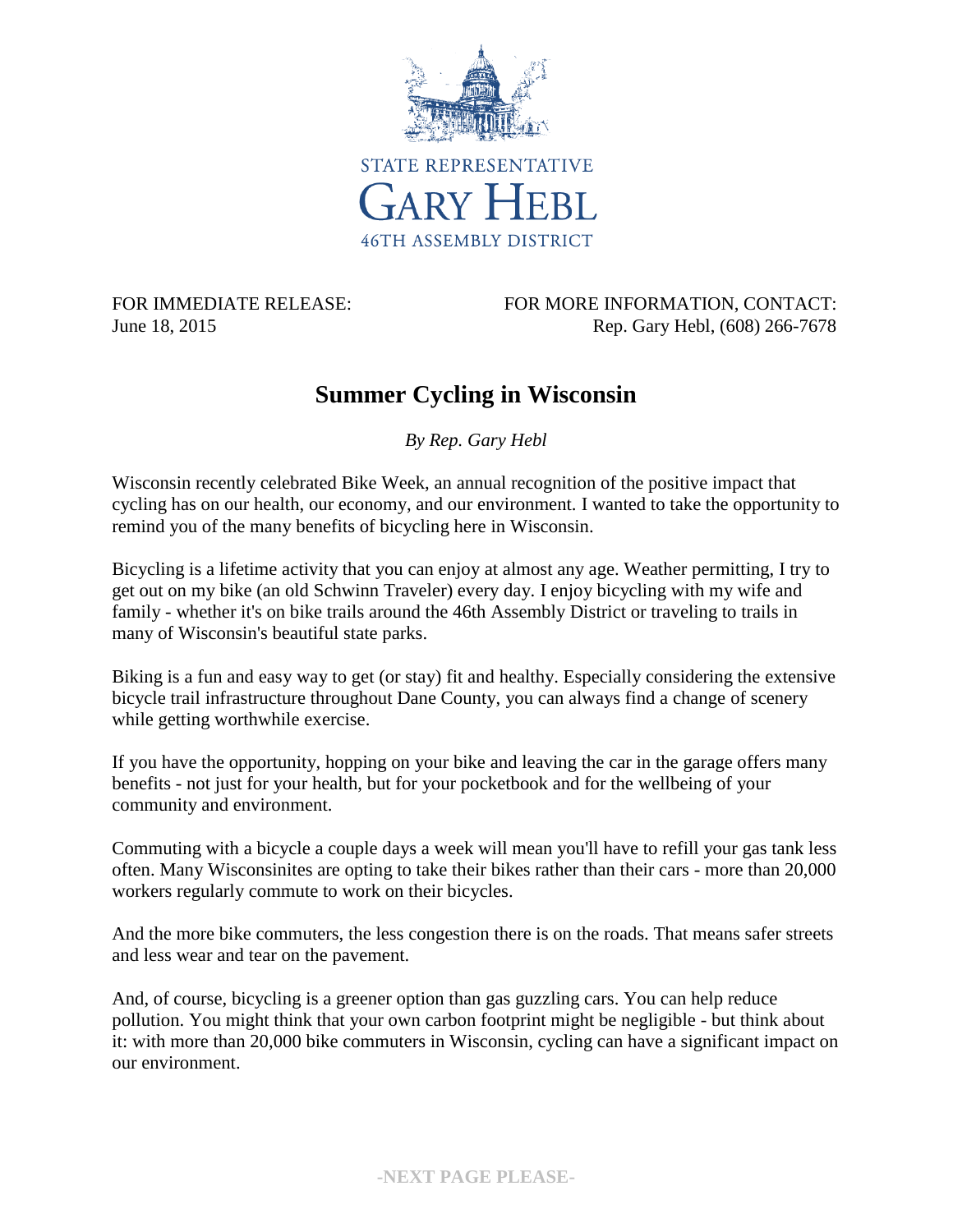STATE REPRESENTATIVE

GARY HEBL

46TH ASSEMBLY DISTRICT

FOR IMMEDIATE RELEASE:
June 18, 2015

FOR MORE INFORMATION, CONTACT:
Rep. Gary Hebl, (608) 266-7678

# Summer Cycling in Wisconsin

*By Rep. Gary Hebl*

Wisconsin recently celebrated Bike Week, an annual recognition of the positive impact that cycling has on our health, our economy, and our environment. I wanted to take the opportunity to remind you of the many benefits of bicycling here in Wisconsin.

Bicycling is a lifetime activity that you can enjoy at almost any age. Weather permitting, I try to get out on my bike (an old Schwinn Traveler) every day. I enjoy bicycling with my wife and family - whether it's on bike trails around the 46th Assembly District or traveling to trails in many of Wisconsin's beautiful state parks.

Biking is a fun and easy way to get (or stay) fit and healthy. Especially considering the extensive bicycle trail infrastructure throughout Dane County, you can always find a change of scenery while getting worthwhile exercise.

If you have the opportunity, hopping on your bike and leaving the car in the garage offers many benefits - not just for your health, but for your pocketbook and for the wellbeing of your community and environment.

Commuting with a bicycle a couple days a week will mean you'll have to refill your gas tank less often. Many Wisconsinites are opting to take their bikes rather than their cars - more than 20,000 workers regularly commute to work on their bicycles.

And the more bike commuters, the less congestion there is on the roads. That means safer streets and less wear and tear on the pavement.

And, of course, bicycling is a greener option than gas guzzling cars. You can help reduce pollution. You might think that your own carbon footprint might be negligible - but think about it: with more than 20,000 bike commuters in Wisconsin, cycling can have a significant impact on our environment.

**-NEXT PAGE PLEASE-**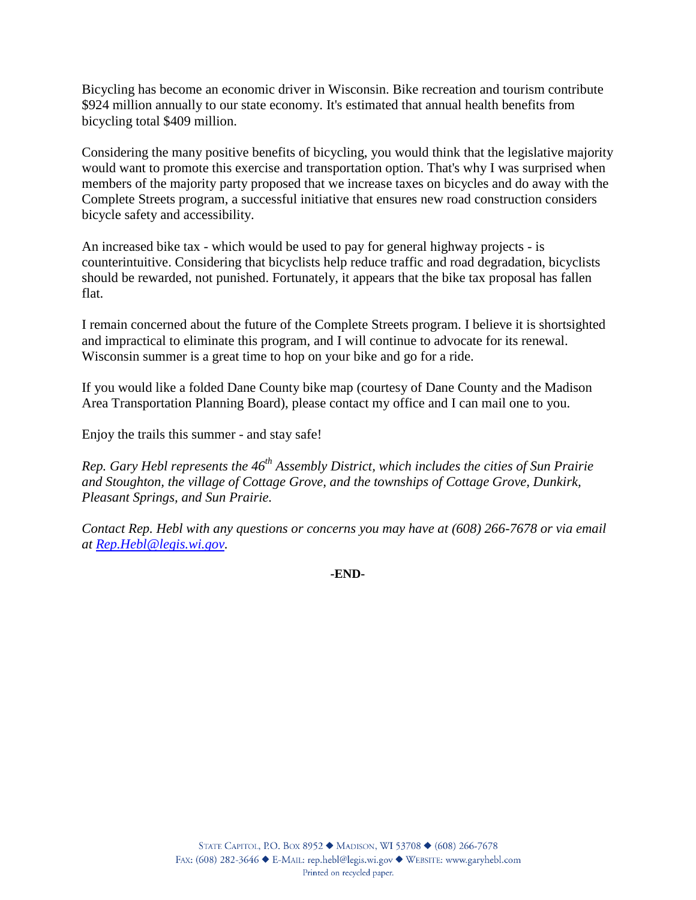Bicycling has become an economic driver in Wisconsin. Bike recreation and tourism contribute $924 million annually to our state economy. It's estimated that annual health benefits from bicycling total $409 million.

Considering the many positive benefits of bicycling, you would think that the legislative majority would want to promote this exercise and transportation option. That's why I was surprised when members of the majority party proposed that we increase taxes on bicycles and do away with the Complete Streets program, a successful initiative that ensures new road construction considers bicycle safety and accessibility.

An increased bike tax - which would be used to pay for general highway projects - is counterintuitive. Considering that bicyclists help reduce traffic and road degradation, bicyclists should be rewarded, not punished. Fortunately, it appears that the bike tax proposal has fallen flat.

I remain concerned about the future of the Complete Streets program. I believe it is shortsighted and impractical to eliminate this program, and I will continue to advocate for its renewal. Wisconsin summer is a great time to hop on your bike and go for a ride.

If you would like a folded Dane County bike map (courtesy of Dane County and the Madison Area Transportation Planning Board), please contact my office and I can mail one to you.

Enjoy the trails this summer - and stay safe!

*Rep. Gary Hebl represents the 46th Assembly District, which includes the cities of Sun Prairie and Stoughton, the village of Cottage Grove, and the townships of Cottage Grove, Dunkirk, Pleasant Springs, and Sun Prairie.*

*Contact Rep. Hebl with any questions or concerns you may have at (608) 266-7678 or via email at Rep.Hebl@legis.wi.gov.*

**-END-**

STATE CAPITOL, P.O. BOX 8952 ◆ MADISON, WI 53708 ◆ (608) 266-7678
FAX: (608) 282-3646 ◆ E-MAIL: rep.hebl@legis.wi.gov ◆ WEBSITE: www.garyhebl.com
Printed on recycled paper.